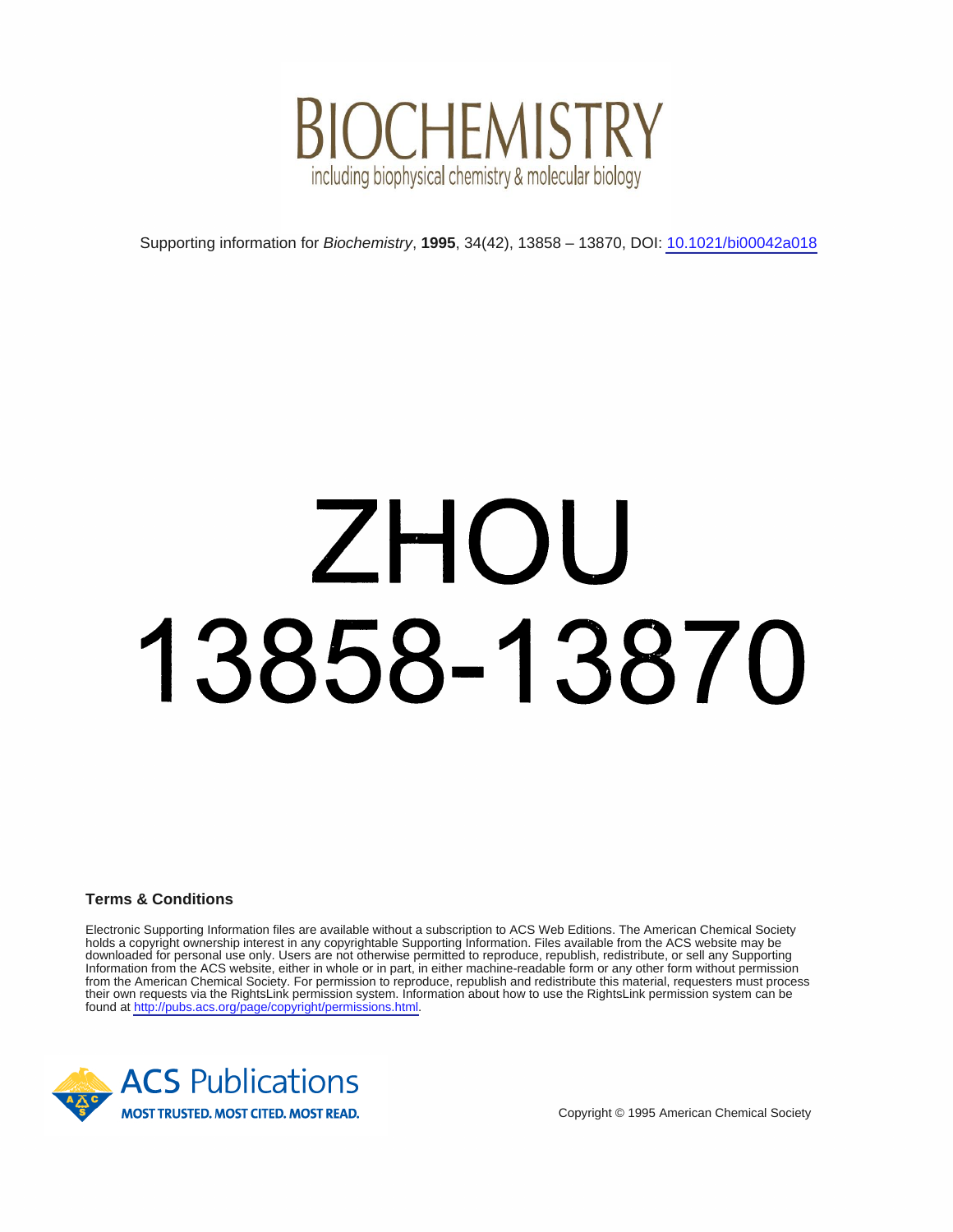# BIOCHEMISTRY

including biophysical chemistry & molecular biology

Supporting information for *Biochemistry*, **1995**, 34(42), 13858 – 13870, DOI: 10.1021/bi00042a018

# ZHOU

# 13858-13870

**Terms & Conditions**

Electronic Supporting Information files are available without a subscription to ACS Web Editions. The American Chemical Society holds a copyright ownership interest in any copyrightable Supporting Information. Files available from the ACS website may be downloaded for personal use only. Users are not otherwise permitted to reproduce, republish, redistribute, or sell any Supporting Information from the ACS website, either in whole or in part, in either machine-readable form or any other form without permission from the American Chemical Society. For permission to reproduce, republish and redistribute this material, requesters must process their own requests via the RightsLink permission system. Information about how to use the RightsLink permission system can be found at http://pubs.acs.org/page/copyright/permissions.html.

ACS Publications

MOST TRUSTED. MOST CITED. MOST READ.

Copyright © 1995 American Chemical Society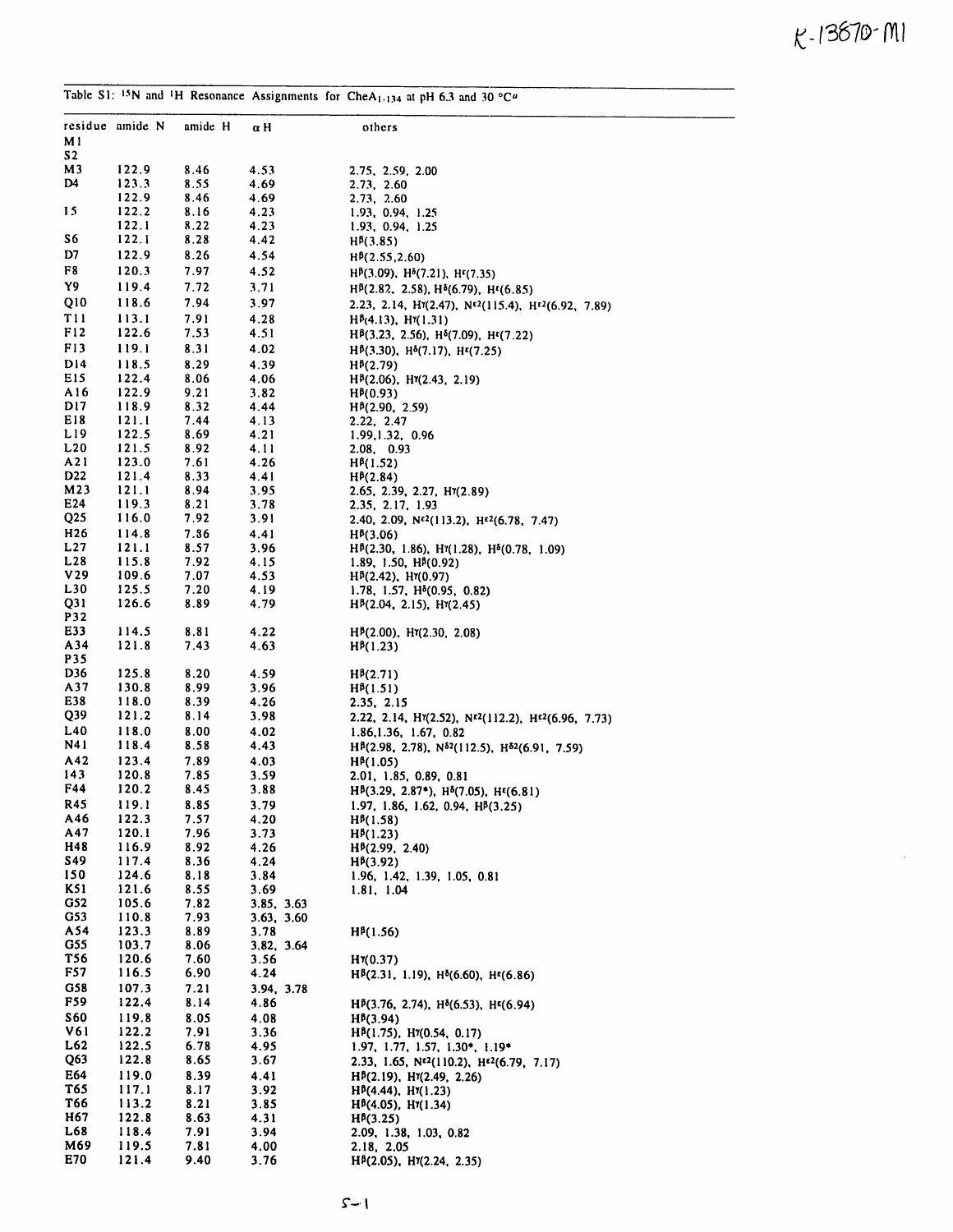Table S1: $^{15}N$ and $^{1}H$ Resonance Assignments for $CheA_{1-134}$ at pH 6.3 and 30 °C[a]

| residue | amide N | amide H | α H | others |
|---|---|---|---|---|
| M1 | | | | |
| S2 | | | | |
| M3 | 122.9 | 8.46 | 4.53 | 2.75, 2.59, 2.00 |
| D4 | 123.3 | 8.55 | 4.69 | 2.73, 2.60 |
| | 122.9 | 8.46 | 4.69 | 2.73, 2.60 |
| I5 | 122.2 | 8.16 | 4.23 | 1.93, 0.94, 1.25 |
| | 122.1 | 8.22 | 4.23 | 1.93, 0.94, 1.25 |
| S6 | 122.1 | 8.28 | 4.42 | Hβ(3.85) |
| D7 | 122.9 | 8.26 | 4.54 | Hβ(2.55,2.60) |
| F8 | 120.3 | 7.97 | 4.52 | Hβ(3.09), Hδ(7.21), Hε(7.35) |
| Y9 | 119.4 | 7.72 | 3.71 | Hβ(2.82, 2.58), Hδ(6.79), Hε(6.85) |
| Q10 | 118.6 | 7.94 | 3.97 | 2.23, 2.14, Hγ(2.47), Nε2(115.4), Hε2(6.92, 7.89) |
| T11 | 113.1 | 7.91 | 4.28 | Hβ(4.13), Hγ(1.31) |
| F12 | 122.6 | 7.53 | 4.51 | Hβ(3.23, 2.56), Hδ(7.09), Hε(7.22) |
| F13 | 119.1 | 8.31 | 4.02 | Hβ(3.30), Hδ(7.17), Hε(7.25) |
| D14 | 118.5 | 8.29 | 4.39 | Hβ(2.79) |
| E15 | 122.4 | 8.06 | 4.06 | Hβ(2.06), Hγ(2.43, 2.19) |
| A16 | 122.9 | 9.21 | 3.82 | Hβ(0.93) |
| D17 | 118.9 | 8.32 | 4.44 | Hβ(2.90, 2.59) |
| E18 | 121.1 | 7.44 | 4.13 | 2.22, 2.47 |
| L19 | 122.5 | 8.69 | 4.21 | 1.99,1.32, 0.96 |
| L20 | 121.5 | 8.92 | 4.11 | 2.08, 0.93 |
| A21 | 123.0 | 7.61 | 4.26 | Hβ(1.52) |
| D22 | 121.4 | 8.33 | 4.41 | Hβ(2.84) |
| M23 | 121.1 | 8.94 | 3.95 | 2.65, 2.39, 2.27, Hγ(2.89) |
| E24 | 119.3 | 8.21 | 3.78 | 2.35, 2.17, 1.93 |
| Q25 | 116.0 | 7.92 | 3.91 | 2.40, 2.09, Nε2(113.2), Hε2(6.78, 7.47) |
| H26 | 114.8 | 7.86 | 4.41 | Hβ(3.06) |
| L27 | 121.1 | 8.57 | 3.96 | Hβ(2.30, 1.86), Hγ(1.28), Hδ(0.78, 1.09) |
| L28 | 115.8 | 7.92 | 4.15 | 1.89, 1.50, Hβ(0.92) |
| V29 | 109.6 | 7.07 | 4.53 | Hβ(2.42), Hγ(0.97) |
| L30 | 125.5 | 7.20 | 4.19 | 1.78, 1.57, Hδ(0.95, 0.82) |
| Q31 | 126.6 | 8.89 | 4.79 | Hβ(2.04, 2.15), Hγ(2.45) |
| P32 | | | | |
| E33 | 114.5 | 8.81 | 4.22 | Hβ(2.00), Hγ(2.30, 2.08) |
| A34 | 121.8 | 7.43 | 4.63 | Hβ(1.23) |
| P35 | | | | |
| D36 | 125.8 | 8.20 | 4.59 | Hβ(2.71) |
| A37 | 130.8 | 8.99 | 3.96 | Hβ(1.51) |
| E38 | 118.0 | 8.39 | 4.26 | 2.35, 2.15 |
| Q39 | 121.2 | 8.14 | 3.98 | 2.22, 2.14, Hγ(2.52), Nε2(112.2), Hε2(6.96, 7.73) |
| L40 | 118.0 | 8.00 | 4.02 | 1.86,1.36, 1.67, 0.82 |
| N41 | 118.4 | 8.58 | 4.43 | Hβ(2.98, 2.78), Nδ2(112.5), Hδ2(6.91, 7.59) |
| A42 | 123.4 | 7.89 | 4.03 | Hβ(1.05) |
| I43 | 120.8 | 7.85 | 3.59 | 2.01, 1.85, 0.89, 0.81 |
| F44 | 120.2 | 8.45 | 3.88 | Hβ(3.29, 2.87*), Hδ(7.05), Hε(6.81) |
| R45 | 119.1 | 8.85 | 3.79 | 1.97, 1.86, 1.62, 0.94, Hβ(3.25) |
| A46 | 122.3 | 7.57 | 4.20 | Hβ(1.58) |
| A47 | 120.1 | 7.96 | 3.73 | Hβ(1.23) |
| H48 | 116.9 | 8.92 | 4.26 | Hβ(2.99, 2.40) |
| S49 | 117.4 | 8.36 | 4.24 | Hβ(3.92) |
| I50 | 124.6 | 8.18 | 3.84 | 1.96, 1.42, 1.39, 1.05, 0.81 |
| K51 | 121.6 | 8.55 | 3.69 | 1.81, 1.04 |
| G52 | 105.6 | 7.82 | 3.85, 3.63 | |
| G53 | 110.8 | 7.93 | 3.63, 3.60 | |
| A54 | 123.3 | 8.89 | 3.78 | Hβ(1.56) |
| G55 | 103.7 | 8.06 | 3.82, 3.64 | |
| T56 | 120.6 | 7.60 | 3.56 | Hγ(0.37) |
| F57 | 116.5 | 6.90 | 4.24 | Hβ(2.31, 1.19), Hδ(6.60), Hε(6.86) |
| G58 | 107.3 | 7.21 | 3.94, 3.78 | |
| F59 | 122.4 | 8.14 | 4.86 | Hβ(3.76, 2.74), Hδ(6.53), Hε(6.94) |
| S60 | 119.8 | 8.05 | 4.08 | Hβ(3.94) |
| V61 | 122.2 | 7.91 | 3.36 | Hβ(1.75), Hγ(0.54, 0.17) |
| L62 | 122.5 | 6.78 | 4.95 | 1.97, 1.77, 1.57, 1.30*, 1.19* |
| Q63 | 122.8 | 8.65 | 3.67 | 2.33, 1.65, Nε2(110.2), Hε2(6.79, 7.17) |
| E64 | 119.0 | 8.39 | 4.41 | Hβ(2.19), Hγ(2.49, 2.26) |
| T65 | 117.1 | 8.17 | 3.92 | Hβ(4.44), Hγ(1.23) |
| T66 | 113.2 | 8.21 | 3.85 | Hβ(4.05), Hγ(1.34) |
| H67 | 122.8 | 8.63 | 4.31 | Hβ(3.25) |
| L68 | 118.4 | 7.91 | 3.94 | 2.09, 1.38, 1.03, 0.82 |
| M69 | 119.5 | 7.81 | 4.00 | 2.18, 2.05 |
| E70 | 121.4 | 9.40 | 3.76 | Hβ(2.05), Hγ(2.24, 2.35) |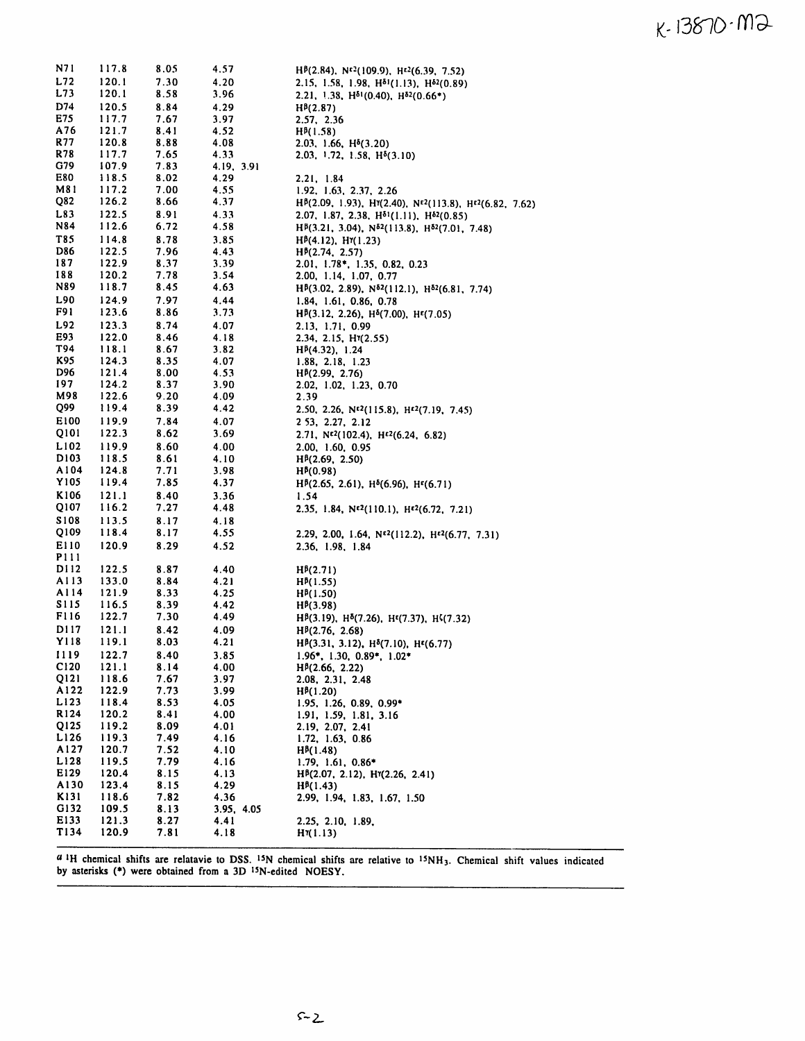K-13870-M2

| | | | | |
|---|---|---|---|---|
| N71 | 117.8 | 8.05 | 4.57 | Hβ(2.84), Nε2(109.9), Hε2(6.39, 7.52) |
| L72 | 120.1 | 7.30 | 4.20 | 2.15, 1.58, 1.98, Hδ1(1.13), Hδ2(0.89) |
| L73 | 120.1 | 8.58 | 3.96 | 2.21, 1.38, Hδ1(0.40), Hδ2(0.66*) |
| D74 | 120.5 | 8.84 | 4.29 | Hβ(2.87) |
| E75 | 117.7 | 7.67 | 3.97 | 2.57, 2.36 |
| A76 | 121.7 | 8.41 | 4.52 | Hβ(1.58) |
| R77 | 120.8 | 8.88 | 4.08 | 2.03, 1.66, Hδ(3.20) |
| R78 | 117.7 | 7.65 | 4.33 | 2.03, 1.72, 1.58, Hδ(3.10) |
| G79 | 107.9 | 7.83 | 4.19, 3.91 | |
| E80 | 118.5 | 8.02 | 4.29 | 2.21, 1.84 |
| M81 | 117.2 | 7.00 | 4.55 | 1.92, 1.63, 2.37, 2.26 |
| Q82 | 126.2 | 8.66 | 4.37 | Hβ(2.09, 1.93), Hγ(2.40), Nε2(113.8), Hε2(6.82, 7.62) |
| L83 | 122.5 | 8.91 | 4.33 | 2.07, 1.87, 2.38, Hδ1(1.11), Hδ2(0.85) |
| N84 | 112.6 | 6.72 | 4.58 | Hβ(3.21, 3.04), Nδ2(113.8), Hδ2(7.01, 7.48) |
| T85 | 114.8 | 8.78 | 3.85 | Hβ(4.12), Hγ(1.23) |
| D86 | 122.5 | 7.96 | 4.43 | Hβ(2.74, 2.57) |
| I87 | 122.9 | 8.37 | 3.39 | 2.01, 1.78*, 1.35, 0.82, 0.23 |
| I88 | 120.2 | 7.78 | 3.54 | 2.00, 1.14, 1.07, 0.77 |
| N89 | 118.7 | 8.45 | 4.63 | Hβ(3.02, 2.89), Nδ2(112.1), Hδ2(6.81, 7.74) |
| L90 | 124.9 | 7.97 | 4.44 | 1.84, 1.61, 0.86, 0.78 |
| F91 | 123.6 | 8.86 | 3.73 | Hβ(3.12, 2.26), Hδ(7.00), Hε(7.05) |
| L92 | 123.3 | 8.74 | 4.07 | 2.13, 1.71, 0.99 |
| E93 | 122.0 | 8.46 | 4.18 | 2.34, 2.15, Hγ(2.55) |
| T94 | 118.1 | 8.67 | 3.82 | Hβ(4.32), 1.24 |
| K95 | 124.3 | 8.35 | 4.07 | 1.88, 2.18, 1.23 |
| D96 | 121.4 | 8.00 | 4.53 | Hβ(2.99, 2.76) |
| I97 | 124.2 | 8.37 | 3.90 | 2.02, 1.02, 1.23, 0.70 |
| M98 | 122.6 | 9.20 | 4.09 | 2.39 |
| Q99 | 119.4 | 8.39 | 4.42 | 2.50, 2.26, Nε2(115.8), Hε2(7.19, 7.45) |
| E100 | 119.9 | 7.84 | 4.07 | 2.53, 2.27, 2.12 |
| Q101 | 122.3 | 8.62 | 3.69 | 2.71, Nε2(102.4), Hε2(6.24, 6.82) |
| L102 | 119.9 | 8.60 | 4.00 | 2.00, 1.60, 0.95 |
| D103 | 118.5 | 8.61 | 4.10 | Hβ(2.69, 2.50) |
| A104 | 124.8 | 7.71 | 3.98 | Hβ(0.98) |
| Y105 | 119.4 | 7.85 | 4.37 | Hβ(2.65, 2.61), Hδ(6.96), Hε(6.71) |
| K106 | 121.1 | 8.40 | 3.36 | 1.54 |
| Q107 | 116.2 | 7.27 | 4.48 | 2.35, 1.84, Nε2(110.1), Hε2(6.72, 7.21) |
| S108 | 113.5 | 8.17 | 4.18 | |
| Q109 | 118.4 | 8.17 | 4.55 | 2.29, 2.00, 1.64, Nε2(112.2), Hε2(6.77, 7.31) |
| E110 | 120.9 | 8.29 | 4.52 | 2.36, 1.98, 1.84 |
| P111 | | | | |
| D112 | 122.5 | 8.87 | 4.40 | Hβ(2.71) |
| A113 | 133.0 | 8.84 | 4.21 | Hβ(1.55) |
| A114 | 121.9 | 8.33 | 4.25 | Hβ(1.50) |
| S115 | 116.5 | 8.39 | 4.42 | Hβ(3.98) |
| F116 | 122.7 | 7.30 | 4.49 | Hβ(3.19), Hδ(7.26), Hε(7.37), Hζ(7.32) |
| D117 | 121.1 | 8.42 | 4.09 | Hβ(2.76, 2.68) |
| Y118 | 119.1 | 8.03 | 4.21 | Hβ(3.31, 3.12), Hδ(7.10), Hε(6.77) |
| I119 | 122.7 | 8.40 | 3.85 | 1.96*, 1.30, 0.89*, 1.02* |
| C120 | 121.1 | 8.14 | 4.00 | Hβ(2.66, 2.22) |
| Q121 | 118.6 | 7.67 | 3.97 | 2.08, 2.31, 2.48 |
| A122 | 122.9 | 7.73 | 3.99 | Hβ(1.20) |
| L123 | 118.4 | 8.53 | 4.05 | 1.95, 1.26, 0.89, 0.99* |
| R124 | 120.2 | 8.41 | 4.00 | 1.91, 1.59, 1.81, 3.16 |
| Q125 | 119.2 | 8.09 | 4.01 | 2.19, 2.07, 2.41 |
| L126 | 119.3 | 7.49 | 4.16 | 1.72, 1.63, 0.86 |
| A127 | 120.7 | 7.52 | 4.10 | Hβ(1.48) |
| L128 | 119.5 | 7.79 | 4.16 | 1.79, 1.61, 0.86* |
| E129 | 120.4 | 8.15 | 4.13 | Hβ(2.07, 2.12), Hγ(2.26, 2.41) |
| A130 | 123.4 | 8.15 | 4.29 | Hβ(1.43) |
| K131 | 118.6 | 7.82 | 4.36 | 2.99, 1.94, 1.83, 1.67, 1.50 |
| G132 | 109.5 | 8.13 | 3.95, 4.05 | |
| E133 | 121.3 | 8.27 | 4.41 | 2.25, 2.10, 1.89, |
| T134 | 120.9 | 7.81 | 4.18 | Hγ(1.13) |

[a] $^1$H chemical shifts are relatavie to DSS. $^{15}$N chemical shifts are relative to $^{15}NH_3$. Chemical shift values indicated by asterisks (*) were obtained from a 3D $^{15}$N-edited NOESY.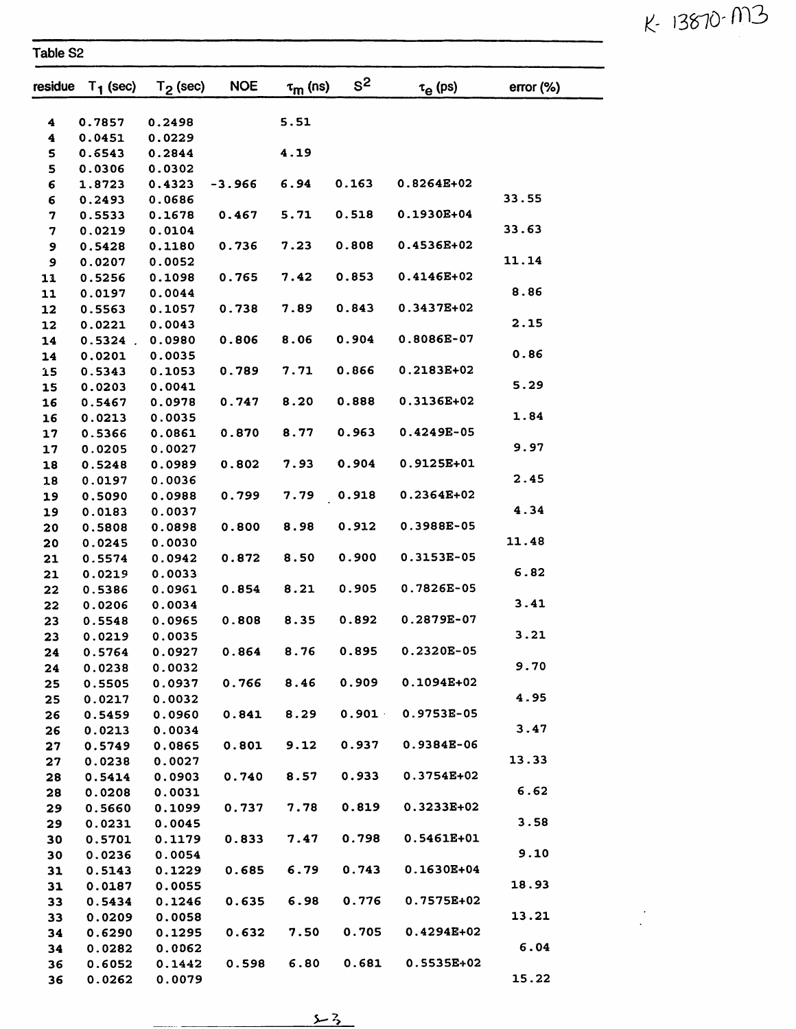Table S2

| residue | $T_1$ (sec) | $T_2$ (sec) | NOE | $\tau_m$ (ns) | $S^2$ | $\tau_e$ (ps) | error (%) |
|---|---|---|---|---|---|---|---|
| 4 | 0.7857 | 0.2498 | | 5.51 | | | |
| 4 | 0.0451 | 0.0229 | | | | | |
| 5 | 0.6543 | 0.2844 | | 4.19 | | | |
| 5 | 0.0306 | 0.0302 | | | | | |
| 6 | 1.8723 | 0.4323 | -3.966 | 6.94 | 0.163 | 0.8264E+02 | |
| 6 | 0.2493 | 0.0686 | | | | | 33.55 |
| 7 | 0.5533 | 0.1678 | 0.467 | 5.71 | 0.518 | 0.1930E+04 | |
| 7 | 0.0219 | 0.0104 | | | | | 33.63 |
| 9 | 0.5428 | 0.1180 | 0.736 | 7.23 | 0.808 | 0.4536E+02 | |
| 9 | 0.0207 | 0.0052 | | | | | 11.14 |
| 11 | 0.5256 | 0.1098 | 0.765 | 7.42 | 0.853 | 0.4146E+02 | |
| 11 | 0.0197 | 0.0044 | | | | | 8.86 |
| 12 | 0.5563 | 0.1057 | 0.738 | 7.89 | 0.843 | 0.3437E+02 | |
| 12 | 0.0221 | 0.0043 | | | | | 2.15 |
| 14 | 0.5324 | 0.0980 | 0.806 | 8.06 | 0.904 | 0.8086E-07 | |
| 14 | 0.0201 | 0.0035 | | | | | 0.86 |
| 15 | 0.5343 | 0.1053 | 0.789 | 7.71 | 0.866 | 0.2183E+02 | |
| 15 | 0.0203 | 0.0041 | | | | | 5.29 |
| 16 | 0.5467 | 0.0978 | 0.747 | 8.20 | 0.888 | 0.3136E+02 | |
| 16 | 0.0213 | 0.0035 | | | | | 1.84 |
| 17 | 0.5366 | 0.0861 | 0.870 | 8.77 | 0.963 | 0.4249E-05 | |
| 17 | 0.0205 | 0.0027 | | | | | 9.97 |
| 18 | 0.5248 | 0.0989 | 0.802 | 7.93 | 0.904 | 0.9125E+01 | |
| 18 | 0.0197 | 0.0036 | | | | | 2.45 |
| 19 | 0.5090 | 0.0988 | 0.799 | 7.79 | 0.918 | 0.2364E+02 | |
| 19 | 0.0183 | 0.0037 | | | | | 4.34 |
| 20 | 0.5808 | 0.0898 | 0.800 | 8.98 | 0.912 | 0.3988E-05 | |
| 20 | 0.0245 | 0.0030 | | | | | 11.48 |
| 21 | 0.5574 | 0.0942 | 0.872 | 8.50 | 0.900 | 0.3153E-05 | |
| 21 | 0.0219 | 0.0033 | | | | | 6.82 |
| 22 | 0.5386 | 0.0961 | 0.854 | 8.21 | 0.905 | 0.7826E-05 | |
| 22 | 0.0206 | 0.0034 | | | | | 3.41 |
| 23 | 0.5548 | 0.0965 | 0.808 | 8.35 | 0.892 | 0.2879E-07 | |
| 23 | 0.0219 | 0.0035 | | | | | 3.21 |
| 24 | 0.5764 | 0.0927 | 0.864 | 8.76 | 0.895 | 0.2320E-05 | |
| 24 | 0.0238 | 0.0032 | | | | | 9.70 |
| 25 | 0.5505 | 0.0937 | 0.766 | 8.46 | 0.909 | 0.1094E+02 | |
| 25 | 0.0217 | 0.0032 | | | | | 4.95 |
| 26 | 0.5459 | 0.0960 | 0.841 | 8.29 | 0.901 | 0.9753E-05 | |
| 26 | 0.0213 | 0.0034 | | | | | 3.47 |
| 27 | 0.5749 | 0.0865 | 0.801 | 9.12 | 0.937 | 0.9384E-06 | |
| 27 | 0.0238 | 0.0027 | | | | | 13.33 |
| 28 | 0.5414 | 0.0903 | 0.740 | 8.57 | 0.933 | 0.3754E+02 | |
| 28 | 0.0208 | 0.0031 | | | | | 6.62 |
| 29 | 0.5660 | 0.1099 | 0.737 | 7.78 | 0.819 | 0.3233E+02 | |
| 29 | 0.0231 | 0.0045 | | | | | 3.58 |
| 30 | 0.5701 | 0.1179 | 0.833 | 7.47 | 0.798 | 0.5461E+01 | |
| 30 | 0.0236 | 0.0054 | | | | | 9.10 |
| 31 | 0.5143 | 0.1229 | 0.685 | 6.79 | 0.743 | 0.1630E+04 | |
| 31 | 0.0187 | 0.0055 | | | | | 18.93 |
| 33 | 0.5434 | 0.1246 | 0.635 | 6.98 | 0.776 | 0.7575E+02 | |
| 33 | 0.0209 | 0.0058 | | | | | 13.21 |
| 34 | 0.6290 | 0.1295 | 0.632 | 7.50 | 0.705 | 0.4294E+02 | |
| 34 | 0.0282 | 0.0062 | | | | | 6.04 |
| 36 | 0.6052 | 0.1442 | 0.598 | 6.80 | 0.681 | 0.5535E+02 | |
| 36 | 0.0262 | 0.0079 | | | | | 15.22 |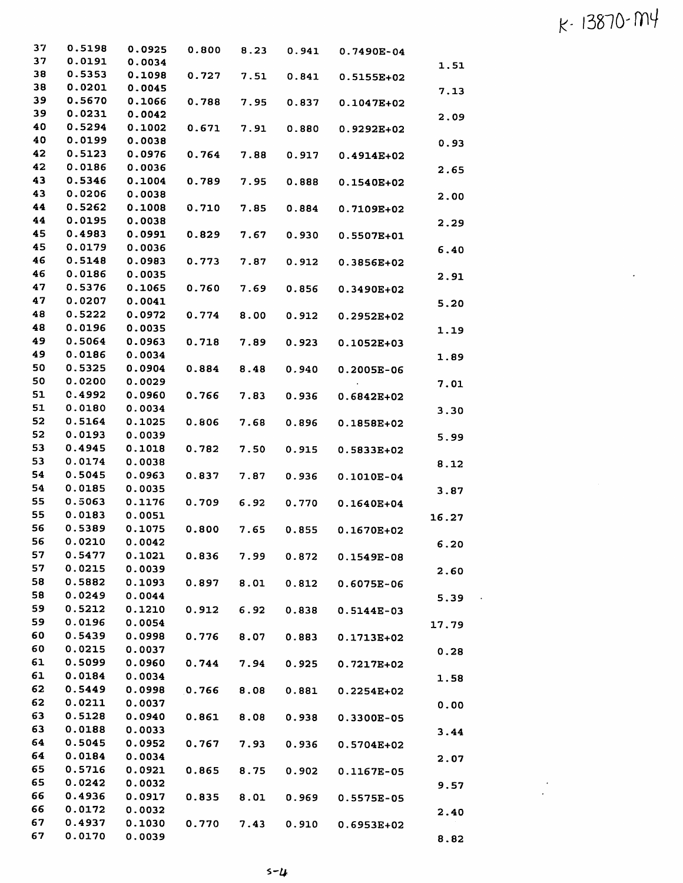K- 13870-M4

| | | | | | | | |
|---|---|---|---|---|---|---|---|
| 37 | 0.5198 | 0.0925 | 0.800 | 8.23 | 0.941 | 0.7490E-04 | |
| 37 | 0.0191 | 0.0034 | | | | | 1.51 |
| 38 | 0.5353 | 0.1098 | 0.727 | 7.51 | 0.841 | 0.5155E+02 | |
| 38 | 0.0201 | 0.0045 | | | | | 7.13 |
| 39 | 0.5670 | 0.1066 | 0.788 | 7.95 | 0.837 | 0.1047E+02 | |
| 39 | 0.0231 | 0.0042 | | | | | 2.09 |
| 40 | 0.5294 | 0.1002 | 0.671 | 7.91 | 0.880 | 0.9292E+02 | |
| 40 | 0.0199 | 0.0038 | | | | | 0.93 |
| 42 | 0.5123 | 0.0976 | 0.764 | 7.88 | 0.917 | 0.4914E+02 | |
| 42 | 0.0186 | 0.0036 | | | | | 2.65 |
| 43 | 0.5346 | 0.1004 | 0.789 | 7.95 | 0.888 | 0.1540E+02 | |
| 43 | 0.0206 | 0.0038 | | | | | 2.00 |
| 44 | 0.5262 | 0.1008 | 0.710 | 7.85 | 0.884 | 0.7109E+02 | |
| 44 | 0.0195 | 0.0038 | | | | | 2.29 |
| 45 | 0.4983 | 0.0991 | 0.829 | 7.67 | 0.930 | 0.5507E+01 | |
| 45 | 0.0179 | 0.0036 | | | | | 6.40 |
| 46 | 0.5148 | 0.0983 | 0.773 | 7.87 | 0.912 | 0.3856E+02 | |
| 46 | 0.0186 | 0.0035 | | | | | 2.91 |
| 47 | 0.5376 | 0.1065 | 0.760 | 7.69 | 0.856 | 0.3490E+02 | |
| 47 | 0.0207 | 0.0041 | | | | | 5.20 |
| 48 | 0.5222 | 0.0972 | 0.774 | 8.00 | 0.912 | 0.2952E+02 | |
| 48 | 0.0196 | 0.0035 | | | | | 1.19 |
| 49 | 0.5064 | 0.0963 | 0.718 | 7.89 | 0.923 | 0.1052E+03 | |
| 49 | 0.0186 | 0.0034 | | | | | 1.89 |
| 50 | 0.5325 | 0.0904 | 0.884 | 8.48 | 0.940 | 0.2005E-06 | |
| 50 | 0.0200 | 0.0029 | | | | | 7.01 |
| 51 | 0.4992 | 0.0960 | 0.766 | 7.83 | 0.936 | 0.6842E+02 | |
| 51 | 0.0180 | 0.0034 | | | | | 3.30 |
| 52 | 0.5164 | 0.1025 | 0.806 | 7.68 | 0.896 | 0.1858E+02 | |
| 52 | 0.0193 | 0.0039 | | | | | 5.99 |
| 53 | 0.4945 | 0.1018 | 0.782 | 7.50 | 0.915 | 0.5833E+02 | |
| 53 | 0.0174 | 0.0038 | | | | | 8.12 |
| 54 | 0.5045 | 0.0963 | 0.837 | 7.87 | 0.936 | 0.1010E-04 | |
| 54 | 0.0185 | 0.0035 | | | | | 3.87 |
| 55 | 0.5063 | 0.1176 | 0.709 | 6.92 | 0.770 | 0.1640E+04 | |
| 55 | 0.0183 | 0.0051 | | | | | 16.27 |
| 56 | 0.5389 | 0.1075 | 0.800 | 7.65 | 0.855 | 0.1670E+02 | |
| 56 | 0.0210 | 0.0042 | | | | | 6.20 |
| 57 | 0.5477 | 0.1021 | 0.836 | 7.99 | 0.872 | 0.1549E-08 | |
| 57 | 0.0215 | 0.0039 | | | | | 2.60 |
| 58 | 0.5882 | 0.1093 | 0.897 | 8.01 | 0.812 | 0.6075E-06 | |
| 58 | 0.0249 | 0.0044 | | | | | 5.39 |
| 59 | 0.5212 | 0.1210 | 0.912 | 6.92 | 0.838 | 0.5144E-03 | |
| 59 | 0.0196 | 0.0054 | | | | | 17.79 |
| 60 | 0.5439 | 0.0998 | 0.776 | 8.07 | 0.883 | 0.1713E+02 | |
| 60 | 0.0215 | 0.0037 | | | | | 0.28 |
| 61 | 0.5099 | 0.0960 | 0.744 | 7.94 | 0.925 | 0.7217E+02 | |
| 61 | 0.0184 | 0.0034 | | | | | 1.58 |
| 62 | 0.5449 | 0.0998 | 0.766 | 8.08 | 0.881 | 0.2254E+02 | |
| 62 | 0.0211 | 0.0037 | | | | | 0.00 |
| 63 | 0.5128 | 0.0940 | 0.861 | 8.08 | 0.938 | 0.3300E-05 | |
| 63 | 0.0188 | 0.0033 | | | | | 3.44 |
| 64 | 0.5045 | 0.0952 | 0.767 | 7.93 | 0.936 | 0.5704E+02 | |
| 64 | 0.0184 | 0.0034 | | | | | 2.07 |
| 65 | 0.5716 | 0.0921 | 0.865 | 8.75 | 0.902 | 0.1167E-05 | |
| 65 | 0.0242 | 0.0032 | | | | | 9.57 |
| 66 | 0.4936 | 0.0917 | 0.835 | 8.01 | 0.969 | 0.5575E-05 | |
| 66 | 0.0172 | 0.0032 | | | | | 2.40 |
| 67 | 0.4937 | 0.1030 | 0.770 | 7.43 | 0.910 | 0.6953E+02 | |
| 67 | 0.0170 | 0.0039 | | | | | 8.82 |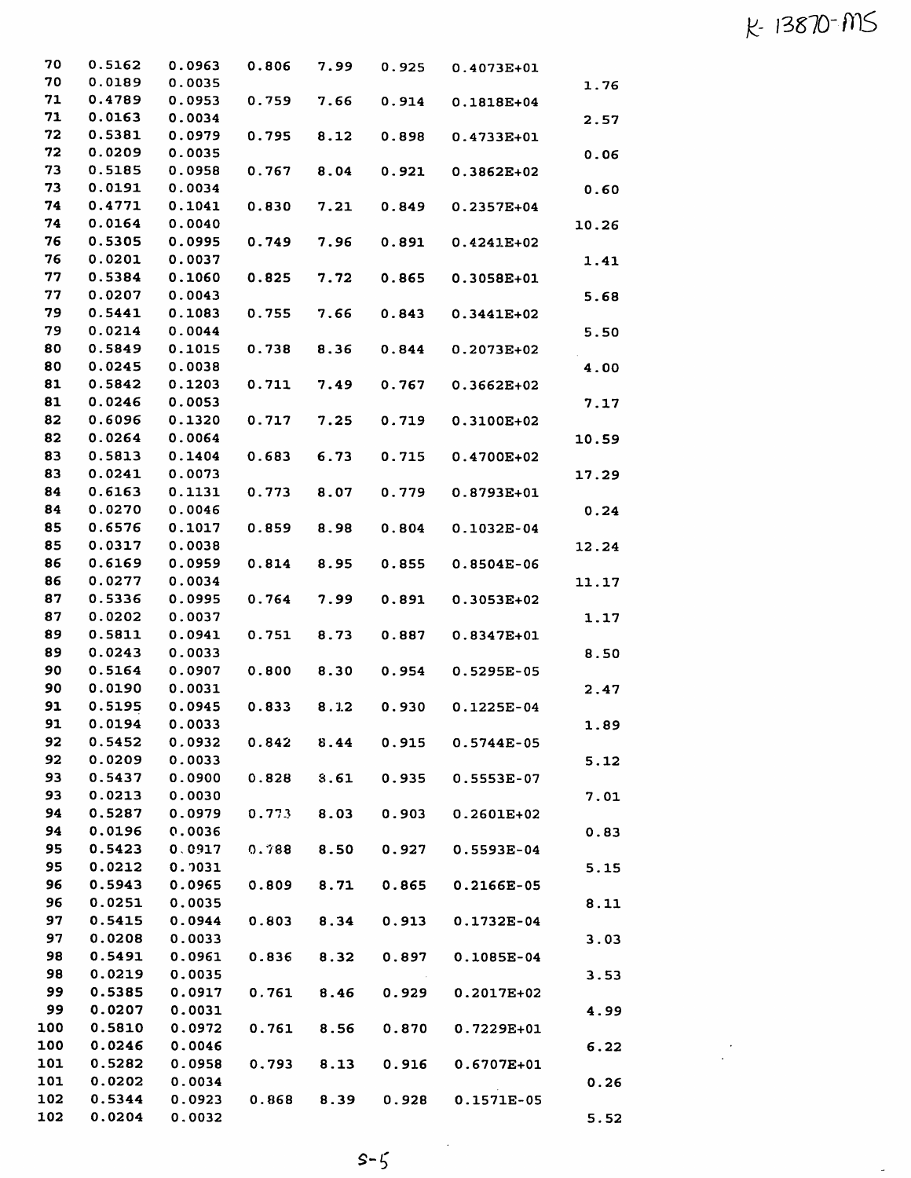K-13870-MS

| | | | | | | | |
|---|---|---|---|---|---|---|---|
| 70 | 0.5162 | 0.0963 | 0.806 | 7.99 | 0.925 | 0.4073E+01 | |
| 70 | 0.0189 | 0.0035 | | | | | 1.76 |
| 71 | 0.4789 | 0.0953 | 0.759 | 7.66 | 0.914 | 0.1818E+04 | |
| 71 | 0.0163 | 0.0034 | | | | | 2.57 |
| 72 | 0.5381 | 0.0979 | 0.795 | 8.12 | 0.898 | 0.4733E+01 | |
| 72 | 0.0209 | 0.0035 | | | | | 0.06 |
| 73 | 0.5185 | 0.0958 | 0.767 | 8.04 | 0.921 | 0.3862E+02 | |
| 73 | 0.0191 | 0.0034 | | | | | 0.60 |
| 74 | 0.4771 | 0.1041 | 0.830 | 7.21 | 0.849 | 0.2357E+04 | |
| 74 | 0.0164 | 0.0040 | | | | | 10.26 |
| 76 | 0.5305 | 0.0995 | 0.749 | 7.96 | 0.891 | 0.4241E+02 | |
| 76 | 0.0201 | 0.0037 | | | | | 1.41 |
| 77 | 0.5384 | 0.1060 | 0.825 | 7.72 | 0.865 | 0.3058E+01 | |
| 77 | 0.0207 | 0.0043 | | | | | 5.68 |
| 79 | 0.5441 | 0.1083 | 0.755 | 7.66 | 0.843 | 0.3441E+02 | |
| 79 | 0.0214 | 0.0044 | | | | | 5.50 |
| 80 | 0.5849 | 0.1015 | 0.738 | 8.36 | 0.844 | 0.2073E+02 | |
| 80 | 0.0245 | 0.0038 | | | | | 4.00 |
| 81 | 0.5842 | 0.1203 | 0.711 | 7.49 | 0.767 | 0.3662E+02 | |
| 81 | 0.0246 | 0.0053 | | | | | 7.17 |
| 82 | 0.6096 | 0.1320 | 0.717 | 7.25 | 0.719 | 0.3100E+02 | |
| 82 | 0.0264 | 0.0064 | | | | | 10.59 |
| 83 | 0.5813 | 0.1404 | 0.683 | 6.73 | 0.715 | 0.4700E+02 | |
| 83 | 0.0241 | 0.0073 | | | | | 17.29 |
| 84 | 0.6163 | 0.1131 | 0.773 | 8.07 | 0.779 | 0.8793E+01 | |
| 84 | 0.0270 | 0.0046 | | | | | 0.24 |
| 85 | 0.6576 | 0.1017 | 0.859 | 8.98 | 0.804 | 0.1032E-04 | |
| 85 | 0.0317 | 0.0038 | | | | | 12.24 |
| 86 | 0.6169 | 0.0959 | 0.814 | 8.95 | 0.855 | 0.8504E-06 | |
| 86 | 0.0277 | 0.0034 | | | | | 11.17 |
| 87 | 0.5336 | 0.0995 | 0.764 | 7.99 | 0.891 | 0.3053E+02 | |
| 87 | 0.0202 | 0.0037 | | | | | 1.17 |
| 89 | 0.5811 | 0.0941 | 0.751 | 8.73 | 0.887 | 0.8347E+01 | |
| 89 | 0.0243 | 0.0033 | | | | | 8.50 |
| 90 | 0.5164 | 0.0907 | 0.800 | 8.30 | 0.954 | 0.5295E-05 | |
| 90 | 0.0190 | 0.0031 | | | | | 2.47 |
| 91 | 0.5195 | 0.0945 | 0.833 | 8.12 | 0.930 | 0.1225E-04 | |
| 91 | 0.0194 | 0.0033 | | | | | 1.89 |
| 92 | 0.5452 | 0.0932 | 0.842 | 8.44 | 0.915 | 0.5744E-05 | |
| 92 | 0.0209 | 0.0033 | | | | | 5.12 |
| 93 | 0.5437 | 0.0900 | 0.828 | 8.61 | 0.935 | 0.5553E-07 | |
| 93 | 0.0213 | 0.0030 | | | | | 7.01 |
| 94 | 0.5287 | 0.0979 | 0.773 | 8.03 | 0.903 | 0.2601E+02 | |
| 94 | 0.0196 | 0.0036 | | | | | 0.83 |
| 95 | 0.5423 | 0.0917 | 0.788 | 8.50 | 0.927 | 0.5593E-04 | |
| 95 | 0.0212 | 0.0031 | | | | | 5.15 |
| 96 | 0.5943 | 0.0965 | 0.809 | 8.71 | 0.865 | 0.2166E-05 | |
| 96 | 0.0251 | 0.0035 | | | | | 8.11 |
| 97 | 0.5415 | 0.0944 | 0.803 | 8.34 | 0.913 | 0.1732E-04 | |
| 97 | 0.0208 | 0.0033 | | | | | 3.03 |
| 98 | 0.5491 | 0.0961 | 0.836 | 8.32 | 0.897 | 0.1085E-04 | |
| 98 | 0.0219 | 0.0035 | | | | | 3.53 |
| 99 | 0.5385 | 0.0917 | 0.761 | 8.46 | 0.929 | 0.2017E+02 | |
| 99 | 0.0207 | 0.0031 | | | | | 4.99 |
| 100 | 0.5810 | 0.0972 | 0.761 | 8.56 | 0.870 | 0.7229E+01 | |
| 100 | 0.0246 | 0.0046 | | | | | 6.22 |
| 101 | 0.5282 | 0.0958 | 0.793 | 8.13 | 0.916 | 0.6707E+01 | |
| 101 | 0.0202 | 0.0034 | | | | | 0.26 |
| 102 | 0.5344 | 0.0923 | 0.868 | 8.39 | 0.928 | 0.1571E-05 | |
| 102 | 0.0204 | 0.0032 | | | | | 5.52 |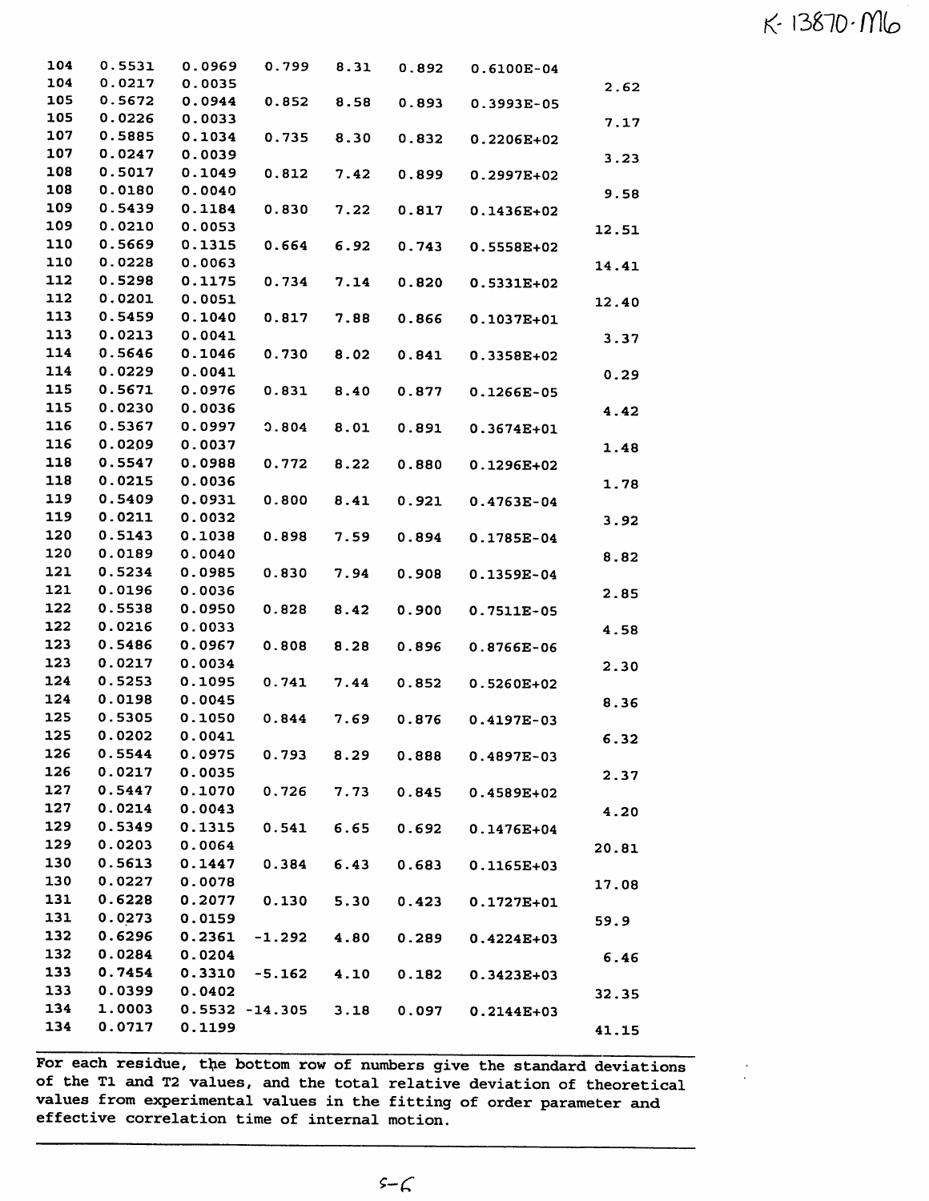| | | | | | | | |
|---|---|---|---|---|---|---|---|
| 104 | 0.5531 | 0.0969 | 0.799 | 8.31 | 0.892 | 0.6100E-04 | |
| 104 | 0.0217 | 0.0035 | | | | | 2.62 |
| 105 | 0.5672 | 0.0944 | 0.852 | 8.58 | 0.893 | 0.3993E-05 | |
| 105 | 0.0226 | 0.0033 | | | | | 7.17 |
| 107 | 0.5885 | 0.1034 | 0.735 | 8.30 | 0.832 | 0.2206E+02 | |
| 107 | 0.0247 | 0.0039 | | | | | 3.23 |
| 108 | 0.5017 | 0.1049 | 0.812 | 7.42 | 0.899 | 0.2997E+02 | |
| 108 | 0.0180 | 0.0040 | | | | | 9.58 |
| 109 | 0.5439 | 0.1184 | 0.830 | 7.22 | 0.817 | 0.1436E+02 | |
| 109 | 0.0210 | 0.0053 | | | | | 12.51 |
| 110 | 0.5669 | 0.1315 | 0.664 | 6.92 | 0.743 | 0.5558E+02 | |
| 110 | 0.0228 | 0.0063 | | | | | 14.41 |
| 112 | 0.5298 | 0.1175 | 0.734 | 7.14 | 0.820 | 0.5331E+02 | |
| 112 | 0.0201 | 0.0051 | | | | | 12.40 |
| 113 | 0.5459 | 0.1040 | 0.817 | 7.88 | 0.866 | 0.1037E+01 | |
| 113 | 0.0213 | 0.0041 | | | | | 3.37 |
| 114 | 0.5646 | 0.1046 | 0.730 | 8.02 | 0.841 | 0.3358E+02 | |
| 114 | 0.0229 | 0.0041 | | | | | 0.29 |
| 115 | 0.5671 | 0.0976 | 0.831 | 8.40 | 0.877 | 0.1266E-05 | |
| 115 | 0.0230 | 0.0036 | | | | | 4.42 |
| 116 | 0.5367 | 0.0997 | 0.804 | 8.01 | 0.891 | 0.3674E+01 | |
| 116 | 0.0209 | 0.0037 | | | | | 1.48 |
| 118 | 0.5547 | 0.0988 | 0.772 | 8.22 | 0.880 | 0.1296E+02 | |
| 118 | 0.0215 | 0.0036 | | | | | 1.78 |
| 119 | 0.5409 | 0.0931 | 0.800 | 8.41 | 0.921 | 0.4763E-04 | |
| 119 | 0.0211 | 0.0032 | | | | | 3.92 |
| 120 | 0.5143 | 0.1038 | 0.898 | 7.59 | 0.894 | 0.1785E-04 | |
| 120 | 0.0189 | 0.0040 | | | | | 8.82 |
| 121 | 0.5234 | 0.0985 | 0.830 | 7.94 | 0.908 | 0.1359E-04 | |
| 121 | 0.0196 | 0.0036 | | | | | 2.85 |
| 122 | 0.5538 | 0.0950 | 0.828 | 8.42 | 0.900 | 0.7511E-05 | |
| 122 | 0.0216 | 0.0033 | | | | | 4.58 |
| 123 | 0.5486 | 0.0967 | 0.808 | 8.28 | 0.896 | 0.8766E-06 | |
| 123 | 0.0217 | 0.0034 | | | | | 2.30 |
| 124 | 0.5253 | 0.1095 | 0.741 | 7.44 | 0.852 | 0.5260E+02 | |
| 124 | 0.0198 | 0.0045 | | | | | 8.36 |
| 125 | 0.5305 | 0.1050 | 0.844 | 7.69 | 0.876 | 0.4197E-03 | |
| 125 | 0.0202 | 0.0041 | | | | | 6.32 |
| 126 | 0.5544 | 0.0975 | 0.793 | 8.29 | 0.888 | 0.4897E-03 | |
| 126 | 0.0217 | 0.0035 | | | | | 2.37 |
| 127 | 0.5447 | 0.1070 | 0.726 | 7.73 | 0.845 | 0.4589E+02 | |
| 127 | 0.0214 | 0.0043 | | | | | 4.20 |
| 129 | 0.5349 | 0.1315 | 0.541 | 6.65 | 0.692 | 0.1476E+04 | |
| 129 | 0.0203 | 0.0064 | | | | | 20.81 |
| 130 | 0.5613 | 0.1447 | 0.384 | 6.43 | 0.683 | 0.1165E+03 | |
| 130 | 0.0227 | 0.0078 | | | | | 17.08 |
| 131 | 0.6228 | 0.2077 | 0.130 | 5.30 | 0.423 | 0.1727E+01 | |
| 131 | 0.0273 | 0.0159 | | | | | 59.9 |
| 132 | 0.6296 | 0.2361 | -1.292 | 4.80 | 0.289 | 0.4224E+03 | |
| 132 | 0.0284 | 0.0204 | | | | | 6.46 |
| 133 | 0.7454 | 0.3310 | -5.162 | 4.10 | 0.182 | 0.3423E+03 | |
| 133 | 0.0399 | 0.0402 | | | | | 32.35 |
| 134 | 1.0003 | 0.5532 | -14.305 | 3.18 | 0.097 | 0.2144E+03 | |
| 134 | 0.0717 | 0.1199 | | | | | 41.15 |

For each residue, the bottom row of numbers give the standard deviations of the T1 and T2 values, and the total relative deviation of theoretical values from experimental values in the fitting of order parameter and effective correlation time of internal motion.